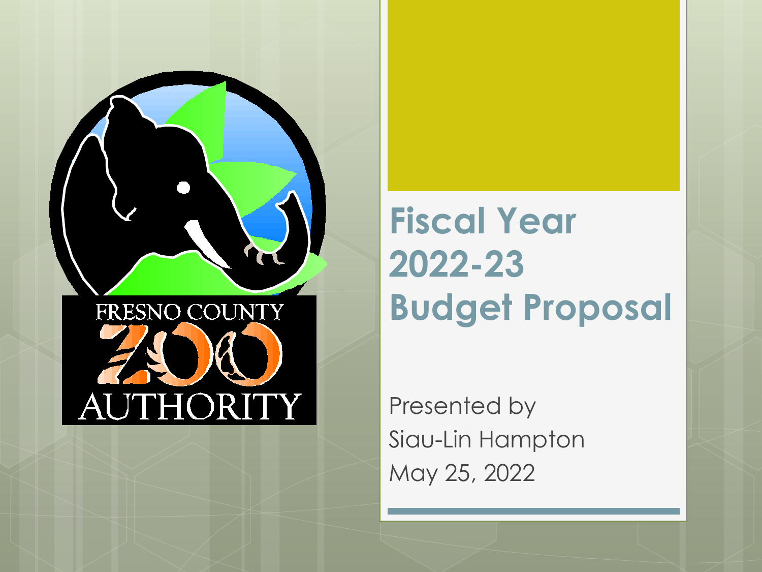FRESNO COUNTY ZOO AUTHORITY

# Fiscal Year 2022-23 Budget Proposal

Presented by
Siau-Lin Hampton
May 25, 2022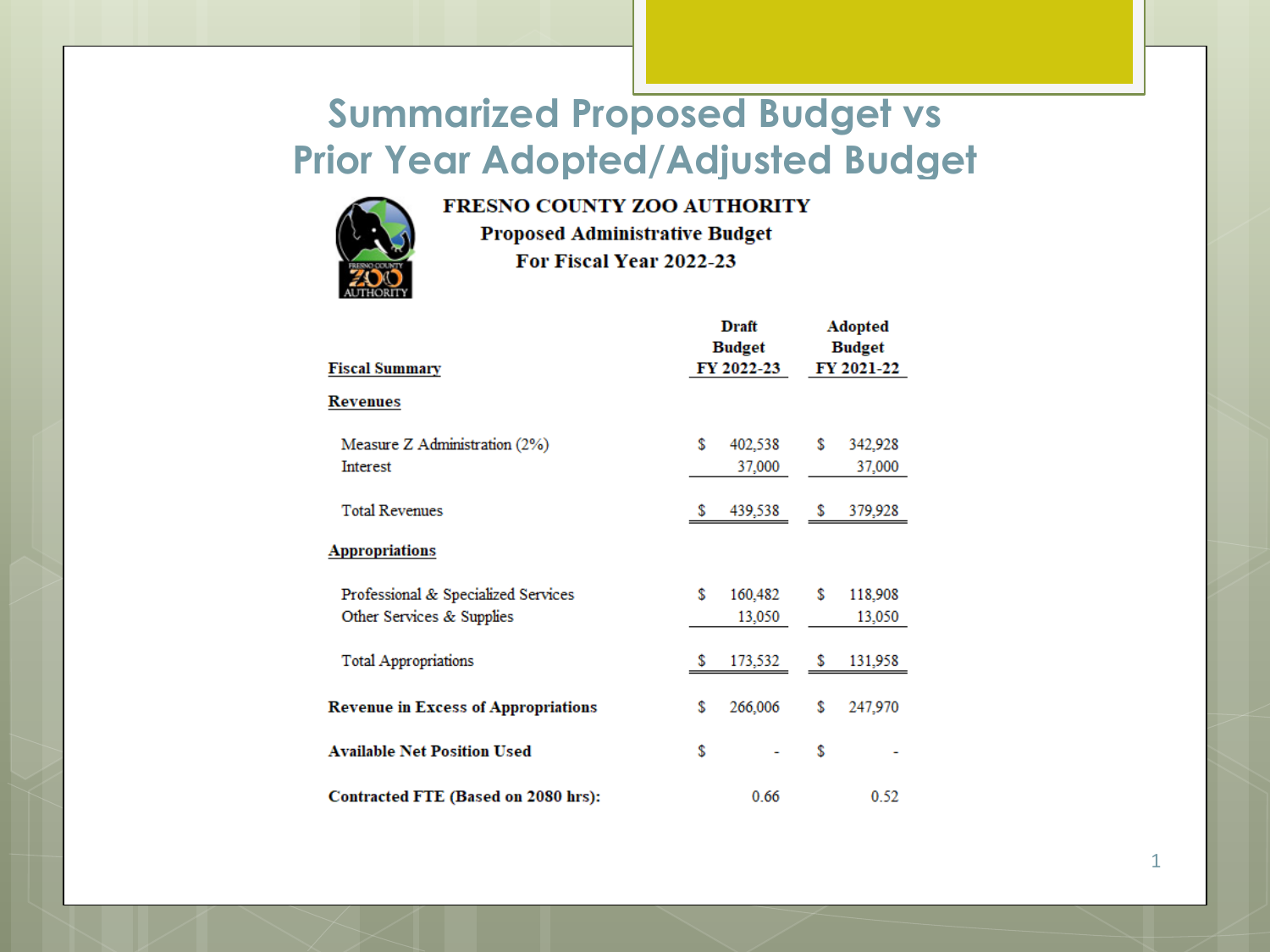# Summarized Proposed Budget vs Prior Year Adopted/Adjusted Budget

**FRESNO COUNTY ZOO AUTHORITY**
**Proposed Administrative Budget**
**For Fiscal Year 2022-23**

| Fiscal Summary | Draft Budget FY 2022-23 | Adopted Budget FY 2021-22 |
|---|---|---|
| **Revenues** | | |
| Measure Z Administration (2%) | $ 402,538 | $ 342,928 |
| Interest | 37,000 | 37,000 |
| Total Revenues | $ 439,538 | $ 379,928 |
| **Appropriations** | | |
| Professional & Specialized Services | $ 160,482 | $ 118,908 |
| Other Services & Supplies | 13,050 | 13,050 |
| Total Appropriations | $ 173,532 | $ 131,958 |
| **Revenue in Excess of Appropriations** | $ 266,006 | $ 247,970 |
| **Available Net Position Used** | $ - | $ - |
| **Contracted FTE (Based on 2080 hrs):** | 0.66 | 0.52 |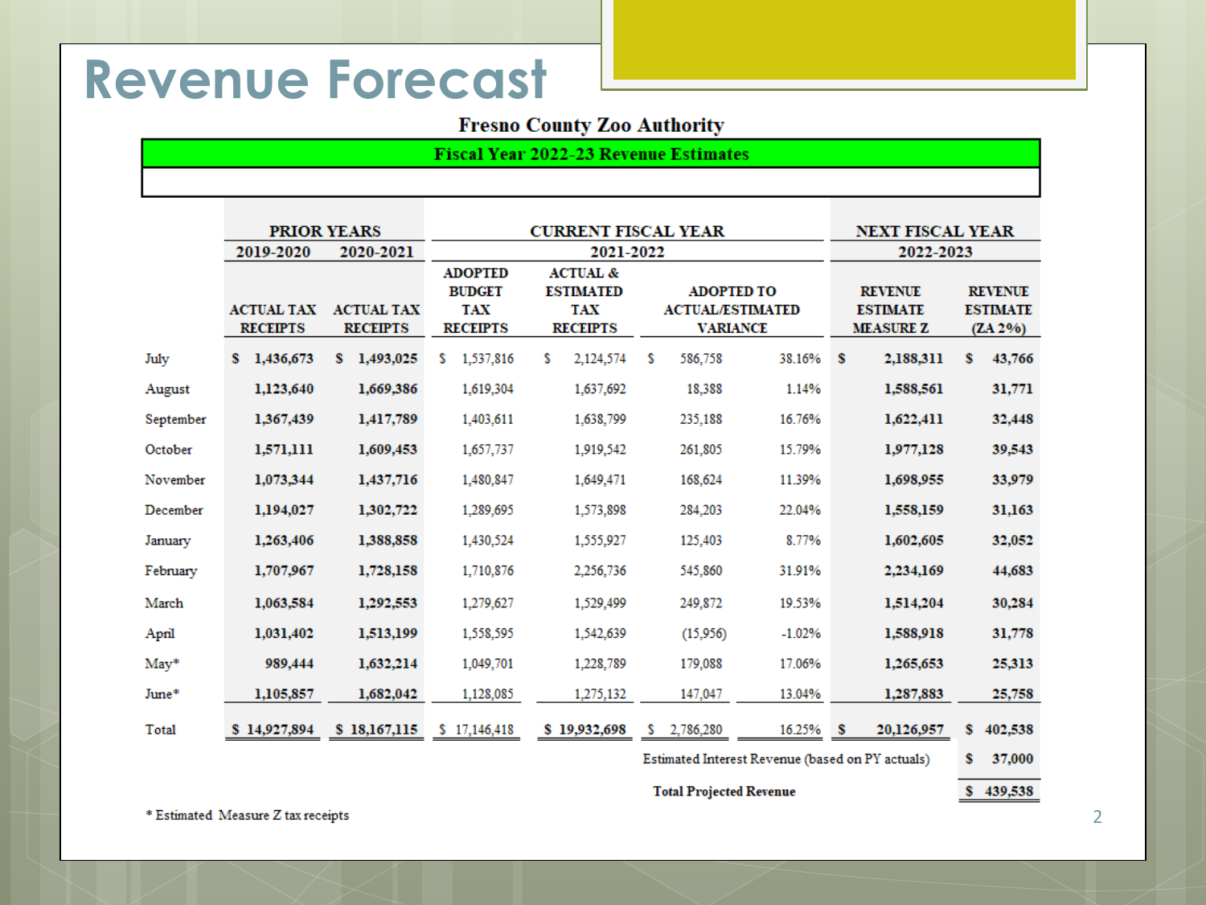# Revenue Forecast

**Fresno County Zoo Authority**

**Fiscal Year 2022-23 Revenue Estimates**

| | PRIOR YEARS | | CURRENT FISCAL YEAR | | | | NEXT FISCAL YEAR | |
|---|---|---|---|---|---|---|---|---|
| | 2019-2020 | 2020-2021 | 2021-2022 | | | | 2022-2023 | |
| | ACTUAL TAX RECEIPTS | ACTUAL TAX RECEIPTS | ADOPTED BUDGET TAX RECEIPTS | ACTUAL & ESTIMATED TAX RECEIPTS | ADOPTED TO ACTUAL/ESTIMATED VARIANCE | | REVENUE ESTIMATE MEASURE Z | REVENUE ESTIMATE (ZA 2%) |
| July | $ 1,436,673 | $ 1,493,025 | $ 1,537,816 | $ 2,124,574 | $ 586,758 | 38.16% | $ 2,188,311 | $ 43,766 |
| August | 1,123,640 | 1,669,386 | 1,619,304 | 1,637,692 | 18,388 | 1.14% | 1,588,561 | 31,771 |
| September | 1,367,439 | 1,417,789 | 1,403,611 | 1,638,799 | 235,188 | 16.76% | 1,622,411 | 32,448 |
| October | 1,571,111 | 1,609,453 | 1,657,737 | 1,919,542 | 261,805 | 15.79% | 1,977,128 | 39,543 |
| November | 1,073,344 | 1,437,716 | 1,480,847 | 1,649,471 | 168,624 | 11.39% | 1,698,955 | 33,979 |
| December | 1,194,027 | 1,302,722 | 1,289,695 | 1,573,898 | 284,203 | 22.04% | 1,558,159 | 31,163 |
| January | 1,263,406 | 1,388,858 | 1,430,524 | 1,555,927 | 125,403 | 8.77% | 1,602,605 | 32,052 |
| February | 1,707,967 | 1,728,158 | 1,710,876 | 2,256,736 | 545,860 | 31.91% | 2,234,169 | 44,683 |
| March | 1,063,584 | 1,292,553 | 1,279,627 | 1,529,499 | 249,872 | 19.53% | 1,514,204 | 30,284 |
| April | 1,031,402 | 1,513,199 | 1,558,595 | 1,542,639 | (15,956) | -1.02% | 1,588,918 | 31,778 |
| May* | 989,444 | 1,632,214 | 1,049,701 | 1,228,789 | 179,088 | 17.06% | 1,265,653 | 25,313 |
| June* | 1,105,857 | 1,682,042 | 1,128,085 | 1,275,132 | 147,047 | 13.04% | 1,287,883 | 25,758 |
| Total | $ 14,927,894 | $ 18,167,115 | $ 17,146,418 | $ 19,932,698 | $ 2,786,280 | 16.25% | $ 20,126,957 | $ 402,538 |
| | | | | | Estimated Interest Revenue (based on PY actuals) | | | $ 37,000 |
| | | | | | **Total Projected Revenue** | | | $ 439,538 |

\* Estimated Measure Z tax receipts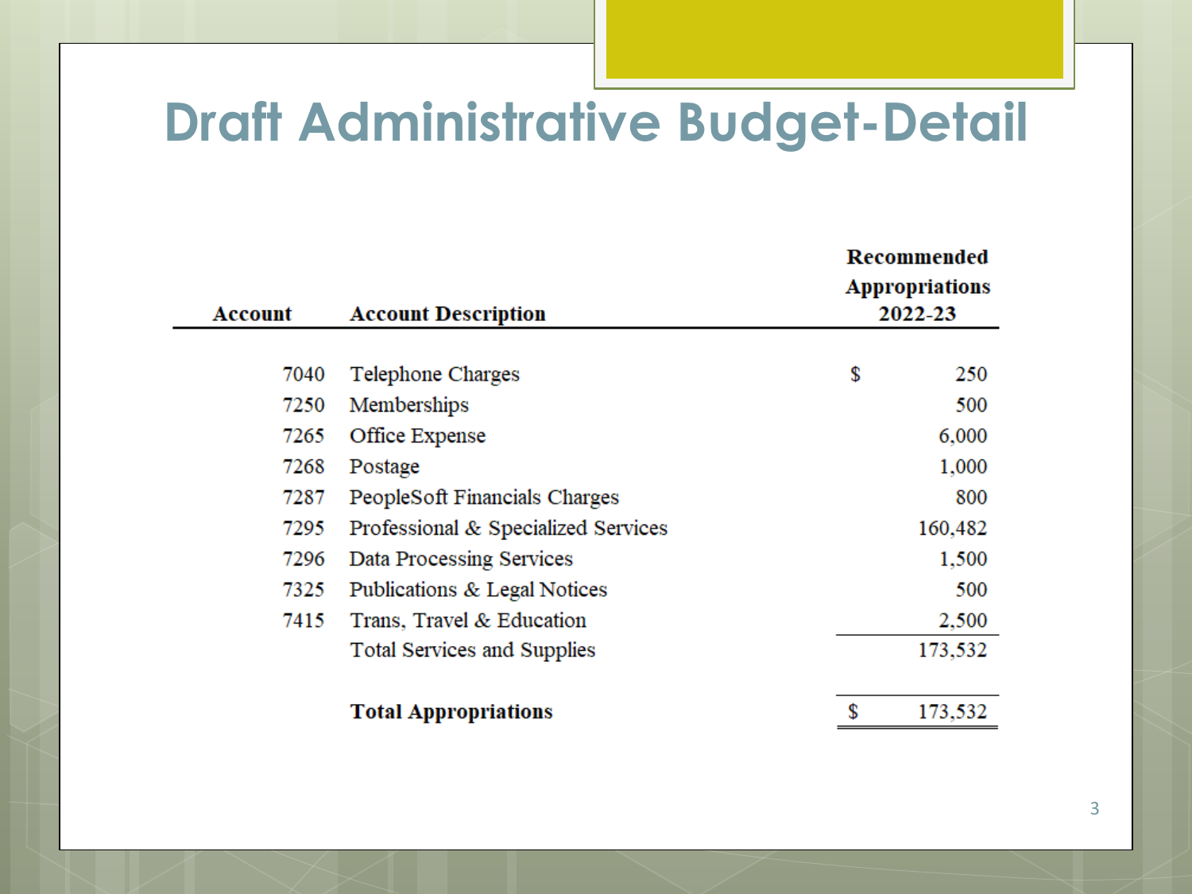# Draft Administrative Budget-Detail

| Account | Account Description | Recommended Appropriations 2022-23 |
|---|---|---|
| 7040 | Telephone Charges | $ 250 |
| 7250 | Memberships | 500 |
| 7265 | Office Expense | 6,000 |
| 7268 | Postage | 1,000 |
| 7287 | PeopleSoft Financials Charges | 800 |
| 7295 | Professional & Specialized Services | 160,482 |
| 7296 | Data Processing Services | 1,500 |
| 7325 | Publications & Legal Notices | 500 |
| 7415 | Trans, Travel & Education | 2,500 |
| | Total Services and Supplies | 173,532 |
| | **Total Appropriations** | $ 173,532 |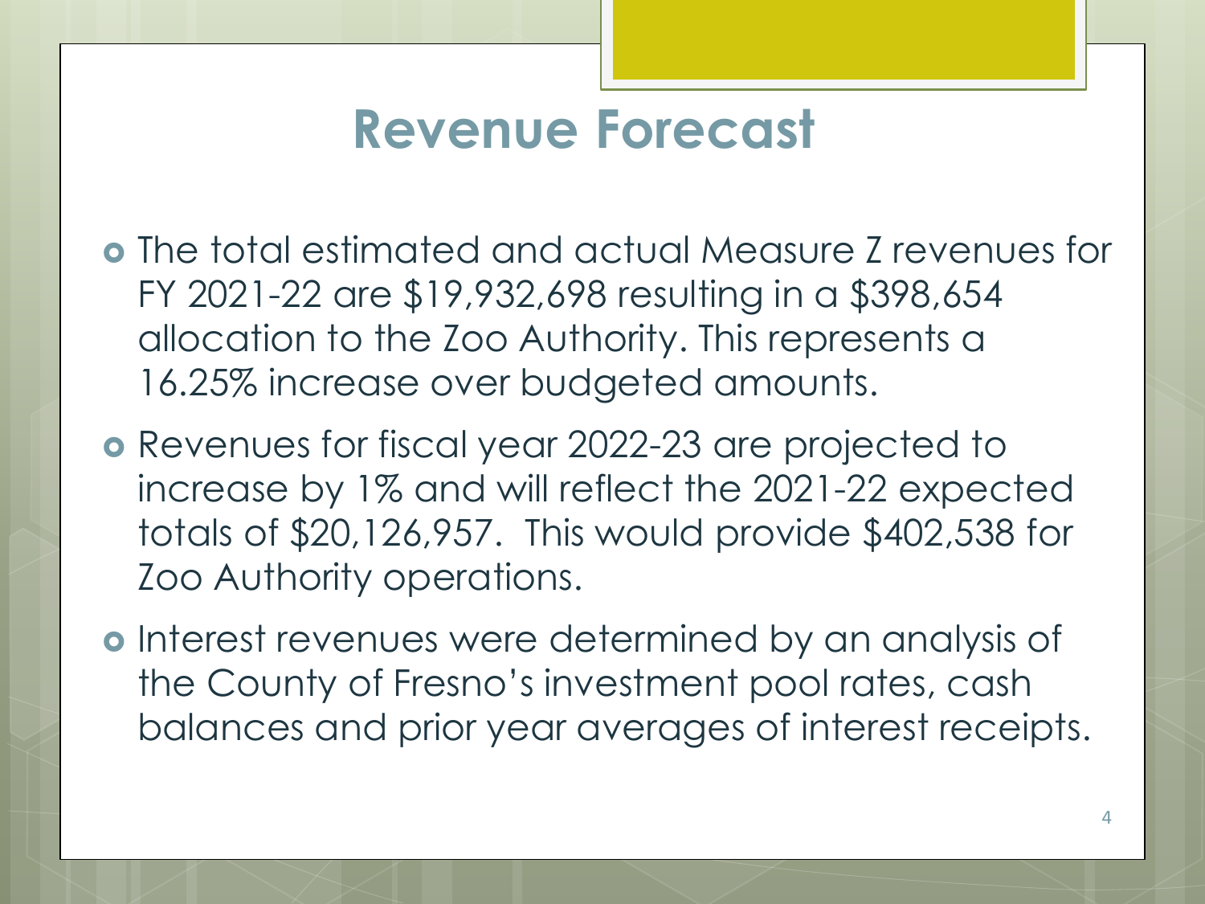# Revenue Forecast

- The total estimated and actual Measure Z revenues for FY 2021-22 are $19,932,698 resulting in a $398,654 allocation to the Zoo Authority. This represents a 16.25% increase over budgeted amounts.
- Revenues for fiscal year 2022-23 are projected to increase by 1% and will reflect the 2021-22 expected totals of $20,126,957. This would provide $402,538 for Zoo Authority operations.
- Interest revenues were determined by an analysis of the County of Fresno's investment pool rates, cash balances and prior year averages of interest receipts.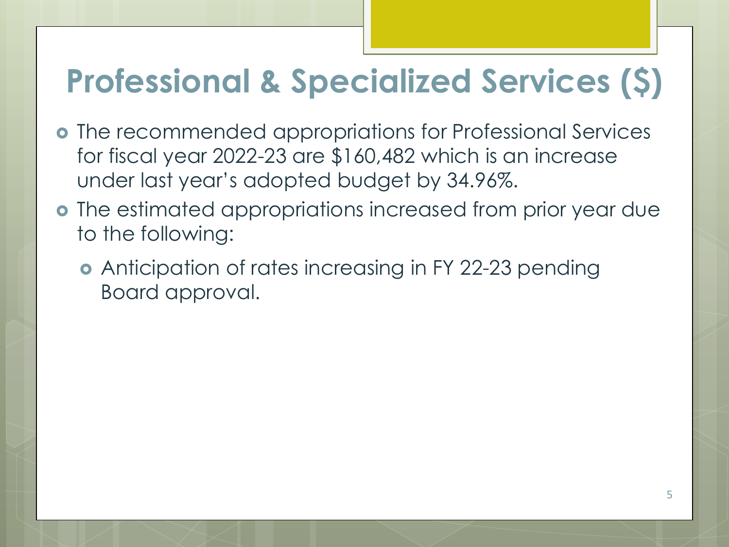# Professional & Specialized Services ($)

- The recommended appropriations for Professional Services for fiscal year 2022-23 are $160,482 which is an increase under last year's adopted budget by 34.96%.
- The estimated appropriations increased from prior year due to the following:
  - Anticipation of rates increasing in FY 22-23 pending Board approval.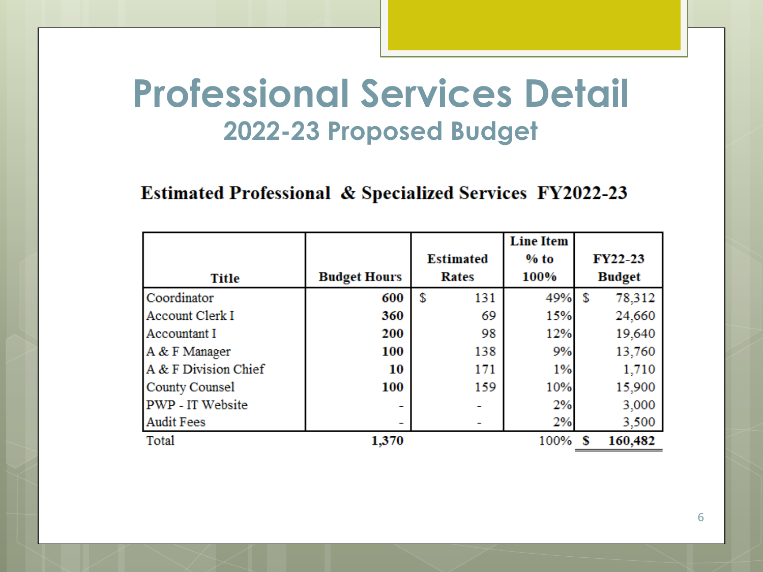# Professional Services Detail

## 2022-23 Proposed Budget

### Estimated Professional & Specialized Services FY2022-23

| Title | Budget Hours | Estimated Rates | Line Item % to 100% | FY22-23 Budget |
|---|---|---|---|---|
| Coordinator | **600** | $ 131 | 49% | $ 78,312 |
| Account Clerk I | **360** | 69 | 15% | 24,660 |
| Accountant I | **200** | 98 | 12% | 19,640 |
| A & F Manager | **100** | 138 | 9% | 13,760 |
| A & F Division Chief | **10** | 171 | 1% | 1,710 |
| County Counsel | **100** | 159 | 10% | 15,900 |
| PWP - IT Website | - | - | 2% | 3,000 |
| Audit Fees | - | - | 2% | 3,500 |
| Total | **1,370** | | 100% | **$ 160,482** |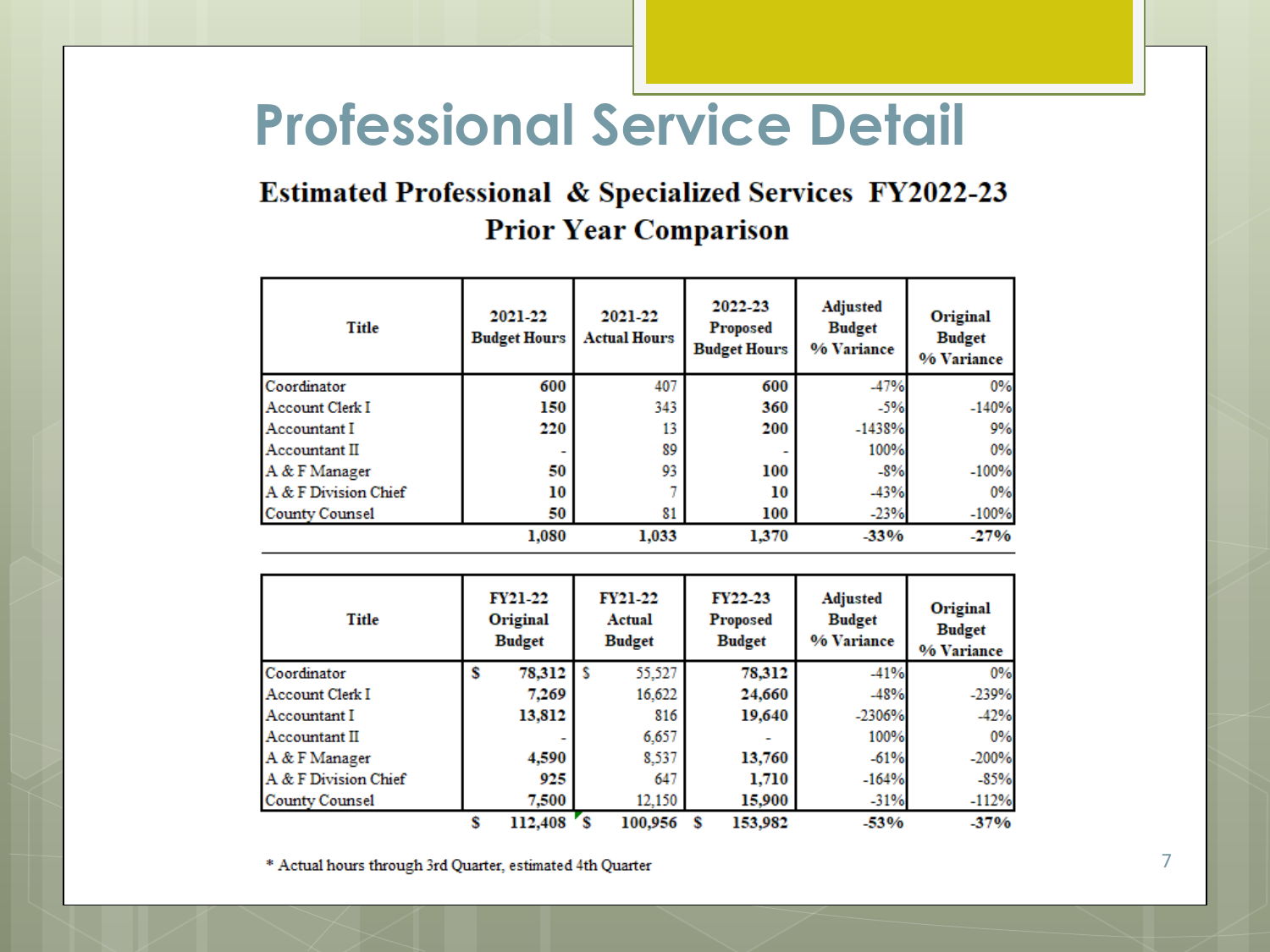# Professional Service Detail

## Estimated Professional & Specialized Services FY2022-23
## Prior Year Comparison

| Title | 2021-22 Budget Hours | 2021-22 Actual Hours | 2022-23 Proposed Budget Hours | Adjusted Budget % Variance | Original Budget % Variance |
|---|---|---|---|---|---|
| Coordinator | **600** | 407 | **600** | -47% | 0% |
| Account Clerk I | **150** | 343 | **360** | -5% | -140% |
| Accountant I | **220** | 13 | **200** | -1438% | 9% |
| Accountant II | - | 89 | - | 100% | 0% |
| A & F Manager | **50** | 93 | **100** | -8% | -100% |
| A & F Division Chief | **10** | 7 | **10** | -43% | 0% |
| County Counsel | **50** | 81 | **100** | -23% | -100% |
| | **1,080** | **1,033** | **1,370** | **-33%** | **-27%** |

| Title | FY21-22 Original Budget | FY21-22 Actual Budget | FY22-23 Proposed Budget | Adjusted Budget % Variance | Original Budget % Variance |
|---|---|---|---|---|---|
| Coordinator | **$ 78,312** | $ 55,527 | **78,312** | -41% | 0% |
| Account Clerk I | **7,269** | 16,622 | **24,660** | -48% | -239% |
| Accountant I | **13,812** | 816 | **19,640** | -2306% | -42% |
| Accountant II | - | 6,657 | - | 100% | 0% |
| A & F Manager | **4,590** | 8,537 | **13,760** | -61% | -200% |
| A & F Division Chief | **925** | 647 | **1,710** | -164% | -85% |
| County Counsel | **7,500** | 12,150 | **15,900** | -31% | -112% |
| | **$ 112,408** | **$ 100,956** | **$ 153,982** | **-53%** | **-37%** |

* Actual hours through 3rd Quarter, estimated 4th Quarter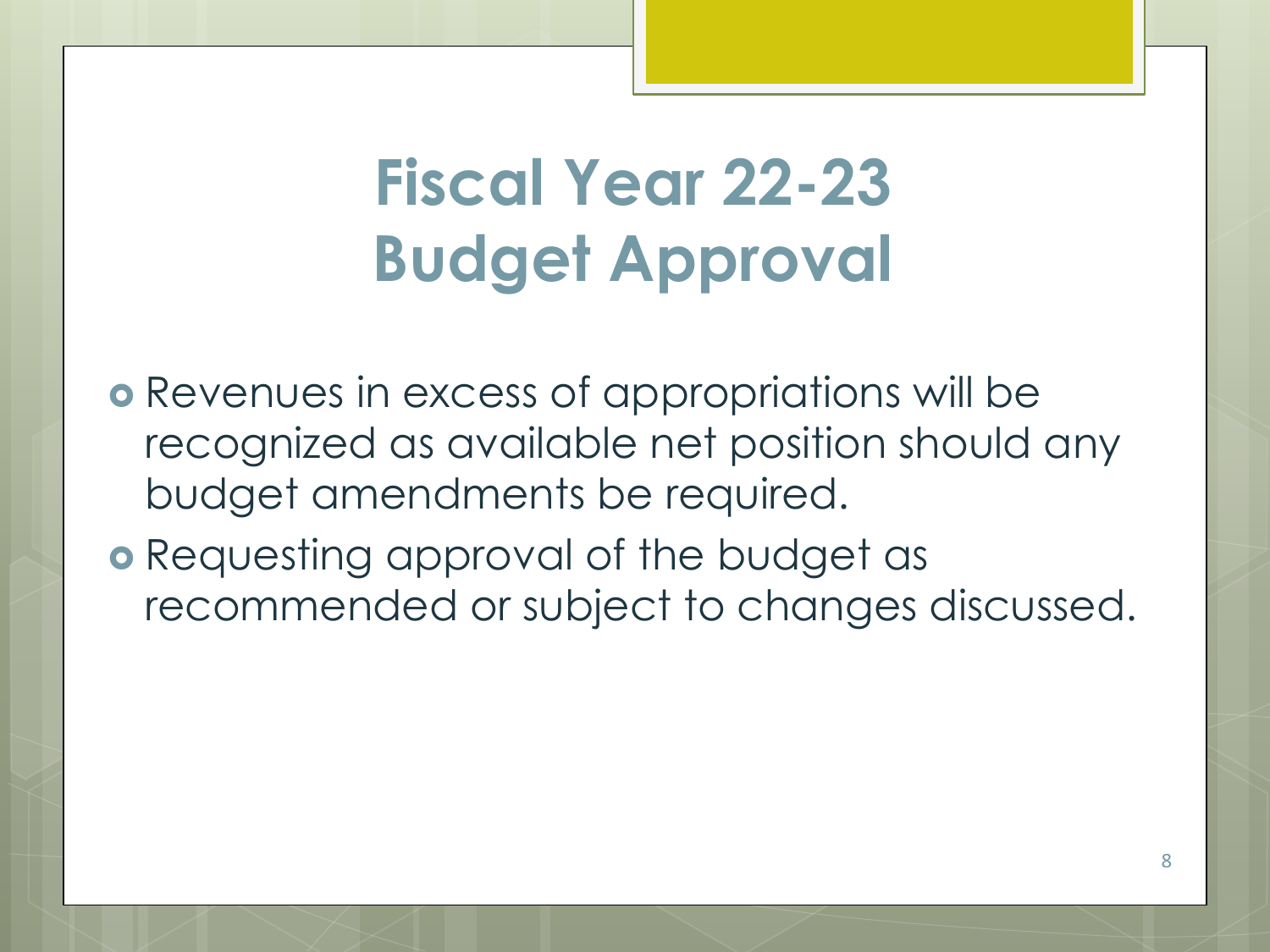# Fiscal Year 22-23 Budget Approval

- Revenues in excess of appropriations will be recognized as available net position should any budget amendments be required.
- Requesting approval of the budget as recommended or subject to changes discussed.